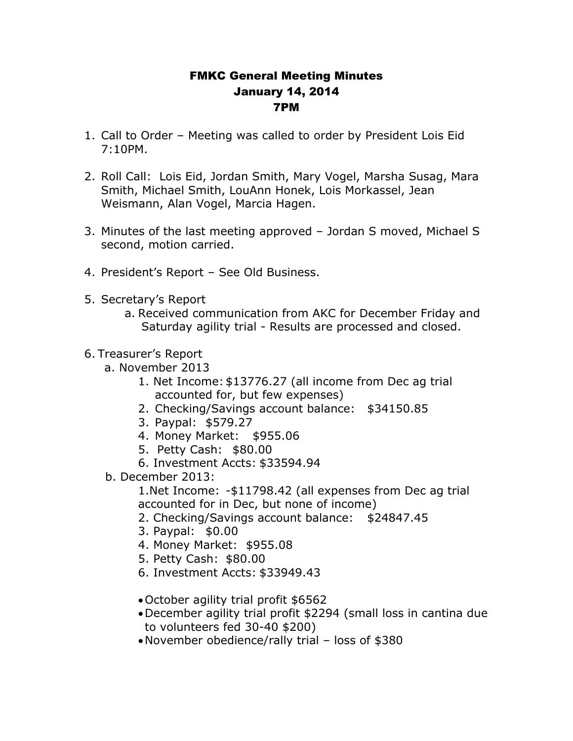# FMKC General Meeting Minutes
# January 14, 2014
# 7PM

1. Call to Order – Meeting was called to order by President Lois Eid 7:10PM.

2. Roll Call: Lois Eid, Jordan Smith, Mary Vogel, Marsha Susag, Mara Smith, Michael Smith, LouAnn Honek, Lois Morkassel, Jean Weismann, Alan Vogel, Marcia Hagen.

3. Minutes of the last meeting approved – Jordan S moved, Michael S second, motion carried.

4. President's Report – See Old Business.

5. Secretary's Report
   a. Received communication from AKC for December Friday and Saturday agility trial - Results are processed and closed.

6. Treasurer's Report
   a. November 2013
      1. Net Income: $13776.27 (all income from Dec ag trial accounted for, but few expenses)
      2. Checking/Savings account balance: $34150.85
      3. Paypal: $579.27
      4. Money Market: $955.06
      5. Petty Cash: $80.00
      6. Investment Accts: $33594.94
   b. December 2013:
      1. Net Income: -$11798.42 (all expenses from Dec ag trial accounted for in Dec, but none of income)
      2. Checking/Savings account balance: $24847.45
      3. Paypal: $0.00
      4. Money Market: $955.08
      5. Petty Cash: $80.00
      6. Investment Accts: $33949.43

      - October agility trial profit $6562
      - December agility trial profit $2294 (small loss in cantina due to volunteers fed 30-40 $200)
      - November obedience/rally trial – loss of $380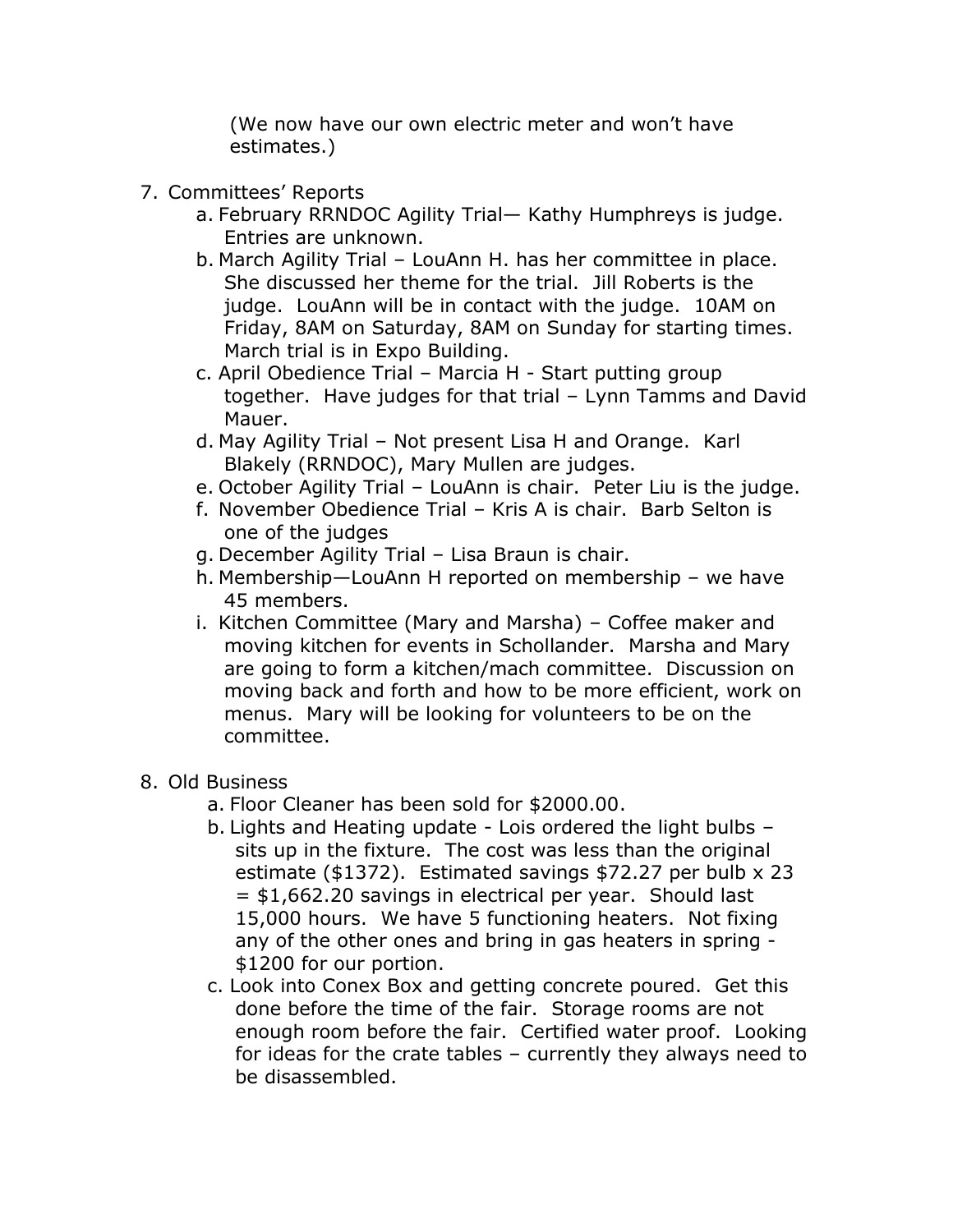(We now have our own electric meter and won't have estimates.)

7. Committees' Reports
   a. February RRNDOC Agility Trial— Kathy Humphreys is judge. Entries are unknown.
   b. March Agility Trial – LouAnn H. has her committee in place. She discussed her theme for the trial. Jill Roberts is the judge. LouAnn will be in contact with the judge. 10AM on Friday, 8AM on Saturday, 8AM on Sunday for starting times. March trial is in Expo Building.
   c. April Obedience Trial – Marcia H - Start putting group together. Have judges for that trial – Lynn Tamms and David Mauer.
   d. May Agility Trial – Not present Lisa H and Orange. Karl Blakely (RRNDOC), Mary Mullen are judges.
   e. October Agility Trial – LouAnn is chair. Peter Liu is the judge.
   f. November Obedience Trial – Kris A is chair. Barb Selton is one of the judges
   g. December Agility Trial – Lisa Braun is chair.
   h. Membership—LouAnn H reported on membership – we have 45 members.
   i. Kitchen Committee (Mary and Marsha) – Coffee maker and moving kitchen for events in Schollander. Marsha and Mary are going to form a kitchen/mach committee. Discussion on moving back and forth and how to be more efficient, work on menus. Mary will be looking for volunteers to be on the committee.

8. Old Business
   a. Floor Cleaner has been sold for $2000.00.
   b. Lights and Heating update - Lois ordered the light bulbs – sits up in the fixture. The cost was less than the original estimate ($1372). Estimated savings $72.27 per bulb x 23 = $1,662.20 savings in electrical per year. Should last 15,000 hours. We have 5 functioning heaters. Not fixing any of the other ones and bring in gas heaters in spring - $1200 for our portion.
   c. Look into Conex Box and getting concrete poured. Get this done before the time of the fair. Storage rooms are not enough room before the fair. Certified water proof. Looking for ideas for the crate tables – currently they always need to be disassembled.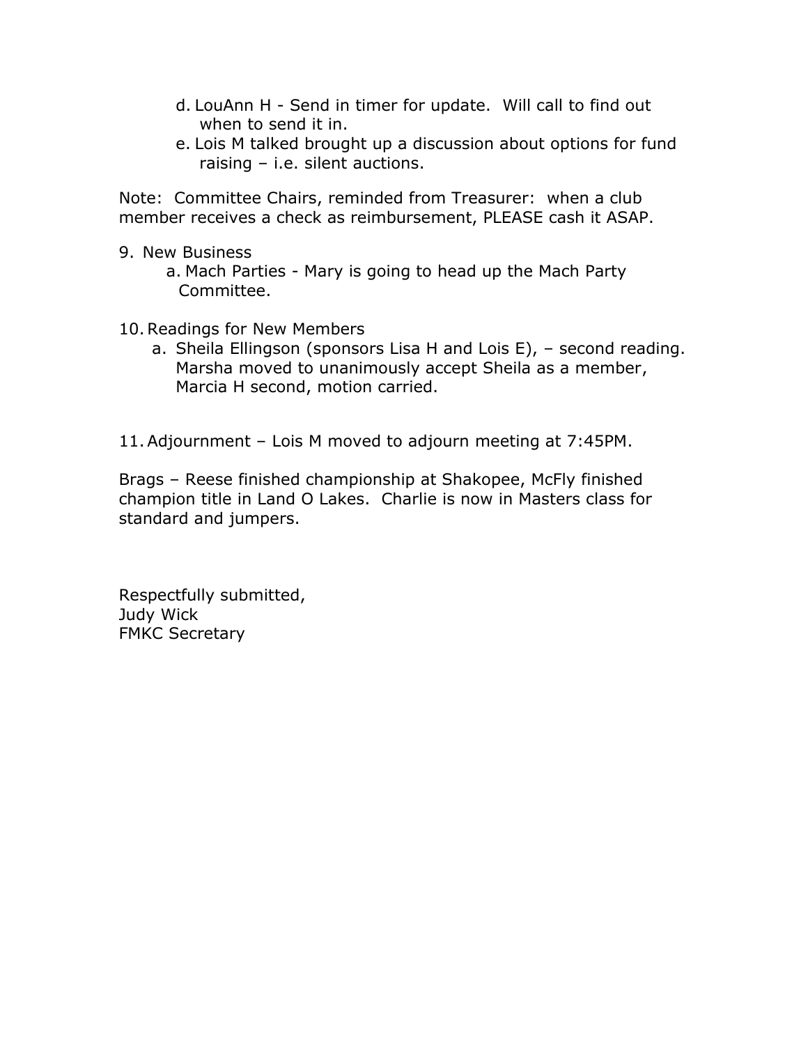d. LouAnn H - Send in timer for update. Will call to find out when to send it in.
e. Lois M talked brought up a discussion about options for fund raising – i.e. silent auctions.

Note: Committee Chairs, reminded from Treasurer: when a club member receives a check as reimbursement, PLEASE cash it ASAP.

9. New Business
   a. Mach Parties - Mary is going to head up the Mach Party Committee.

10. Readings for New Members
    a. Sheila Ellingson (sponsors Lisa H and Lois E), – second reading. Marsha moved to unanimously accept Sheila as a member, Marcia H second, motion carried.

11. Adjournment – Lois M moved to adjourn meeting at 7:45PM.

Brags – Reese finished championship at Shakopee, McFly finished champion title in Land O Lakes. Charlie is now in Masters class for standard and jumpers.

Respectfully submitted,
Judy Wick
FMKC Secretary